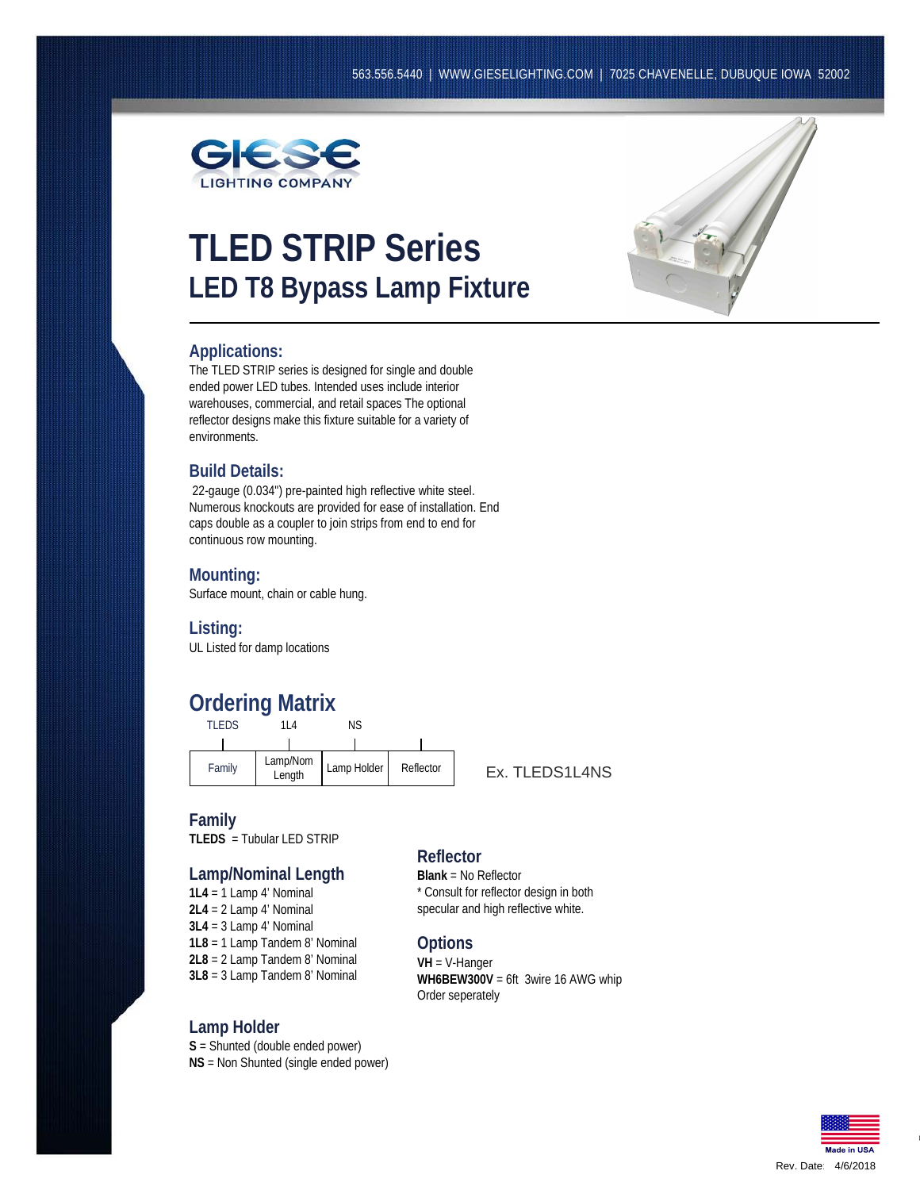563.556.5440 | WWW.GIESELIGHTING.COM | 7025 CHAVENELLE, DUBUQUE IOWA 52002

GIESE LIGHTING COMPANY

# TLED STRIP Series
## LED T8 Bypass Lamp Fixture

### Applications:
The TLED STRIP series is designed for single and double ended power LED tubes. Intended uses include interior warehouses, commercial, and retail spaces The optional reflector designs make this fixture suitable for a variety of environments.

### Build Details:
22-gauge (0.034") pre-painted high reflective white steel. Numerous knockouts are provided for ease of installation. End caps double as a coupler to join strips from end to end for continuous row mounting.

### Mounting:
Surface mount, chain or cable hung.

### Listing:
UL Listed for damp locations

## Ordering Matrix

| TLEDS | 1L4 | NS | |
|---|---|---|---|
| Family | Lamp/Nom Length | Lamp Holder | Reflector |

Ex. TLEDS1L4NS

### Family
**TLEDS** = Tubular LED STRIP

### Lamp/Nominal Length
**1L4** = 1 Lamp 4' Nominal
**2L4** = 2 Lamp 4' Nominal
**3L4** = 3 Lamp 4' Nominal
**1L8** = 1 Lamp Tandem 8' Nominal
**2L8** = 2 Lamp Tandem 8' Nominal
**3L8** = 3 Lamp Tandem 8' Nominal

### Lamp Holder
**S** = Shunted (double ended power)
**NS** = Non Shunted (single ended power)

### Reflector
**Blank** = No Reflector
* Consult for reflector design in both specular and high reflective white.

### Options
**VH** = V-Hanger
**WH6BEW300V** = 6ft 3wire 16 AWG whip
Order seperately

Made in USA

Rev. Date: 4/6/2018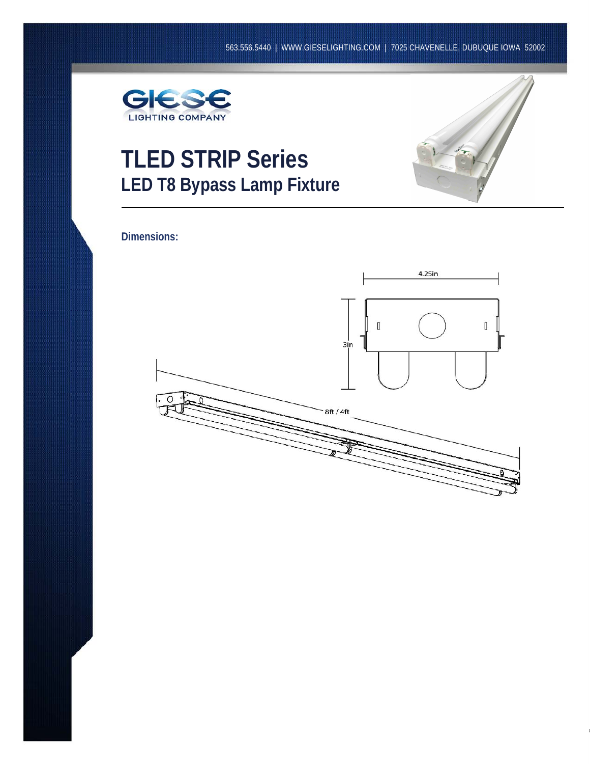# TLED STRIP Series

## LED T8 Bypass Lamp Fixture

**Dimensions:**

4.25in

3in

8ft / 4ft